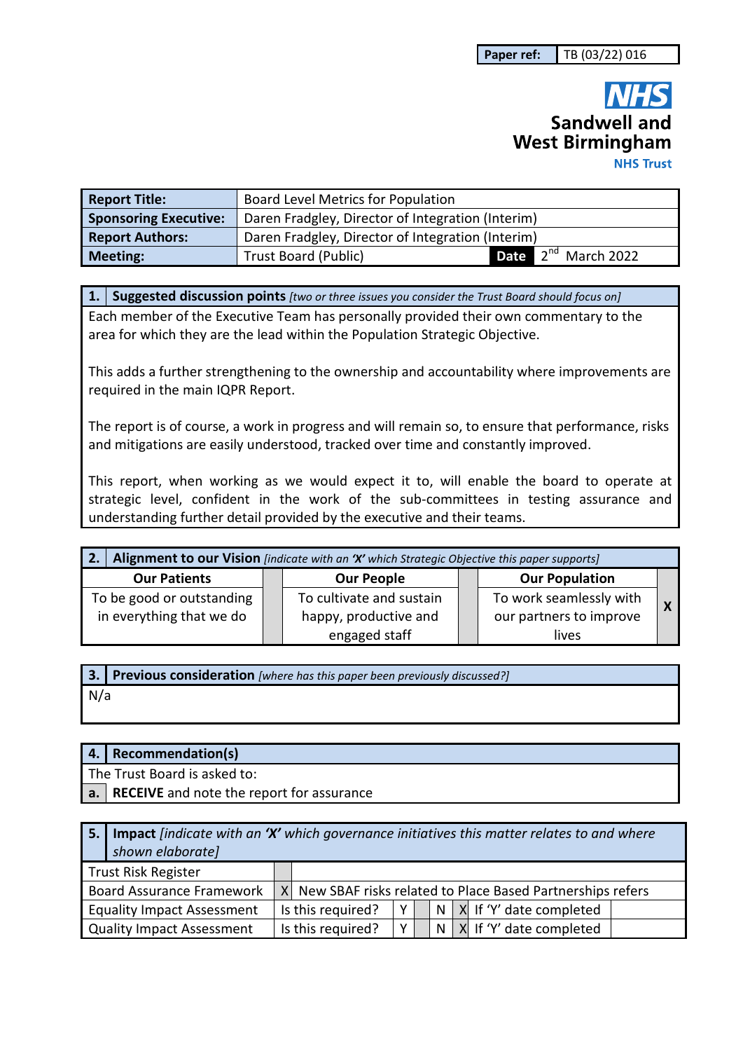| Paper ref: | TB (03/22) 016 |
|---|---|

**NHS**
**Sandwell and West Birmingham**
**NHS Trust**

| **Report Title:** | Board Level Metrics for Population | | |
|---|---|---|---|
| **Sponsoring Executive:** | Daren Fradgley, Director of Integration (Interim) | | |
| **Report Authors:** | Daren Fradgley, Director of Integration (Interim) | | |
| **Meeting:** | Trust Board (Public) | **Date** | 2nd March 2022 |

## 1. Suggested discussion points *[two or three issues you consider the Trust Board should focus on]*

Each member of the Executive Team has personally provided their own commentary to the area for which they are the lead within the Population Strategic Objective.

This adds a further strengthening to the ownership and accountability where improvements are required in the main IQPR Report.

The report is of course, a work in progress and will remain so, to ensure that performance, risks and mitigations are easily understood, tracked over time and constantly improved.

This report, when working as we would expect it to, will enable the board to operate at strategic level, confident in the work of the sub-committees in testing assurance and understanding further detail provided by the executive and their teams.

## 2. Alignment to our Vision *[indicate with an 'X' which Strategic Objective this paper supports]*

| Our Patients | | Our People | | Our Population | |
|---|---|---|---|---|---|
| To be good or outstanding in everything that we do | | To cultivate and sustain happy, productive and engaged staff | | To work seamlessly with our partners to improve lives | X |

## 3. Previous consideration *[where has this paper been previously discussed?]*

N/a

## 4. Recommendation(s)

The Trust Board is asked to:

| a. | **RECEIVE** and note the report for assurance |
|---|---|

## 5. Impact *[indicate with an 'X' which governance initiatives this matter relates to and where shown elaborate]*

| Trust Risk Register | | | | | | | |
|---|---|---|---|---|---|---|---|
| Board Assurance Framework | X | New SBAF risks related to Place Based Partnerships refers | | | | | |
| Equality Impact Assessment | Is this required? | Y | | N | X | If 'Y' date completed | |
| Quality Impact Assessment | Is this required? | Y | | N | X | If 'Y' date completed | |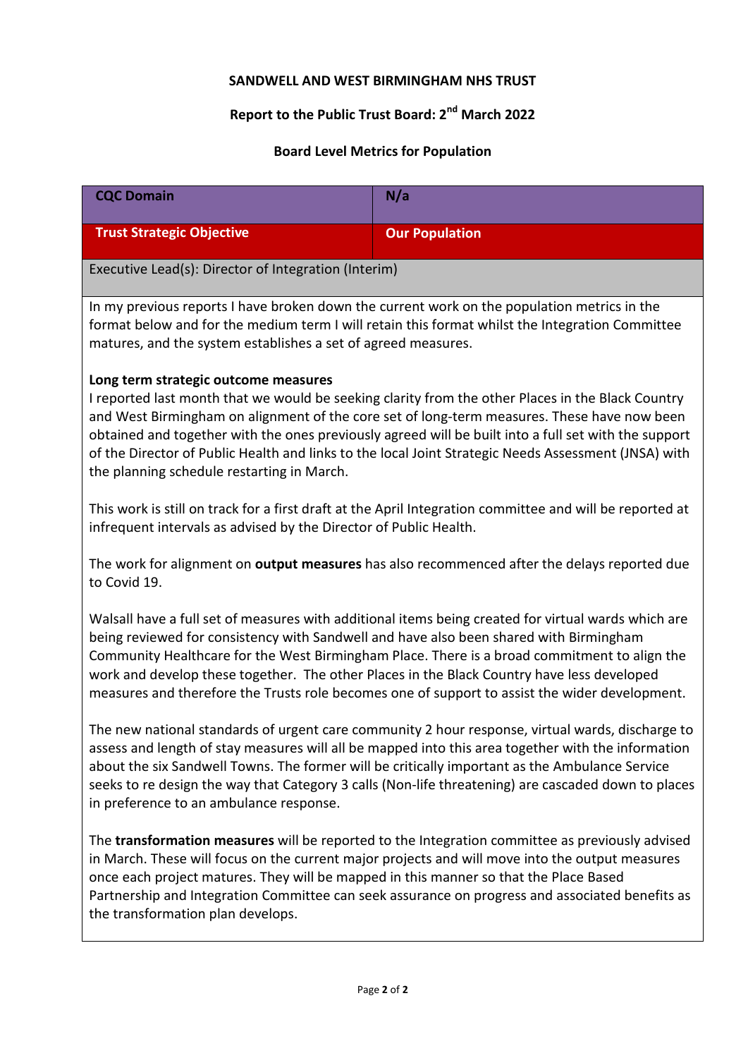**SANDWELL AND WEST BIRMINGHAM NHS TRUST**

**Report to the Public Trust Board: 2nd March 2022**

**Board Level Metrics for Population**

| | |
|---|---|
| **CQC Domain** | **N/a** |
| **Trust Strategic Objective** | **Our Population** |
| Executive Lead(s): Director of Integration (Interim) | |

In my previous reports I have broken down the current work on the population metrics in the format below and for the medium term I will retain this format whilst the Integration Committee matures, and the system establishes a set of agreed measures.

**Long term strategic outcome measures**

I reported last month that we would be seeking clarity from the other Places in the Black Country and West Birmingham on alignment of the core set of long-term measures. These have now been obtained and together with the ones previously agreed will be built into a full set with the support of the Director of Public Health and links to the local Joint Strategic Needs Assessment (JNSA) with the planning schedule restarting in March.

This work is still on track for a first draft at the April Integration committee and will be reported at infrequent intervals as advised by the Director of Public Health.

The work for alignment on **output measures** has also recommenced after the delays reported due to Covid 19.

Walsall have a full set of measures with additional items being created for virtual wards which are being reviewed for consistency with Sandwell and have also been shared with Birmingham Community Healthcare for the West Birmingham Place. There is a broad commitment to align the work and develop these together. The other Places in the Black Country have less developed measures and therefore the Trusts role becomes one of support to assist the wider development.

The new national standards of urgent care community 2 hour response, virtual wards, discharge to assess and length of stay measures will all be mapped into this area together with the information about the six Sandwell Towns. The former will be critically important as the Ambulance Service seeks to re design the way that Category 3 calls (Non-life threatening) are cascaded down to places in preference to an ambulance response.

The **transformation measures** will be reported to the Integration committee as previously advised in March. These will focus on the current major projects and will move into the output measures once each project matures. They will be mapped in this manner so that the Place Based Partnership and Integration Committee can seek assurance on progress and associated benefits as the transformation plan develops.